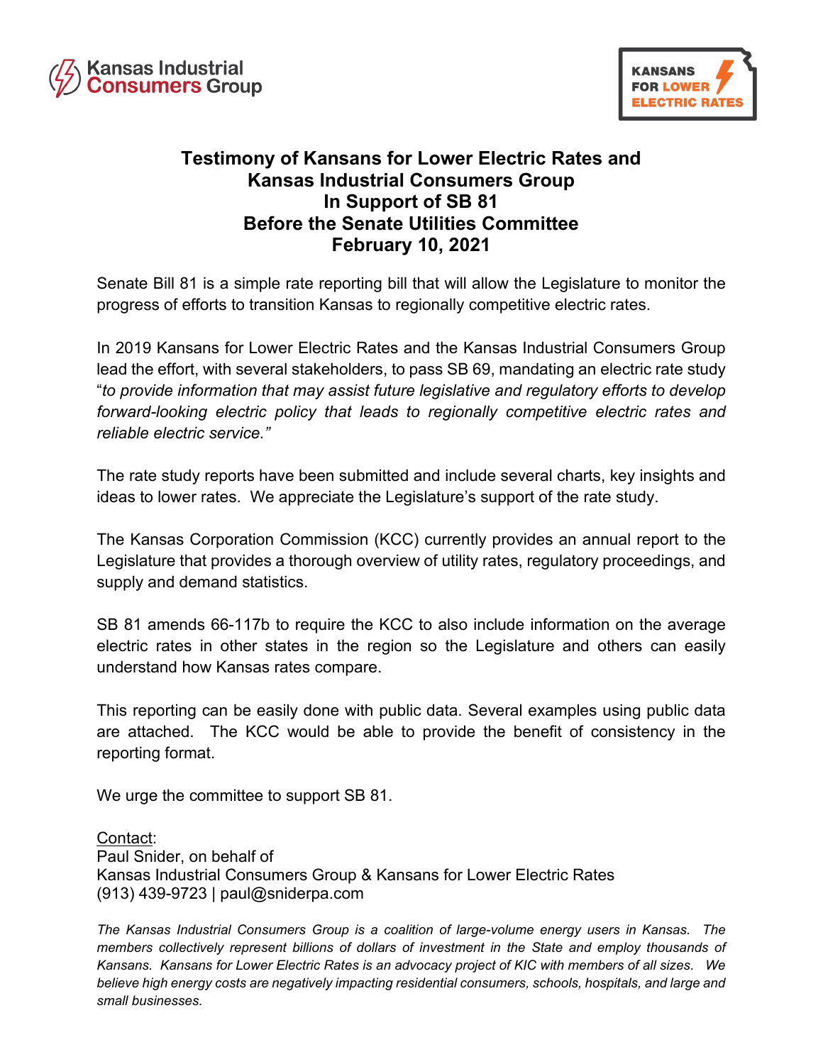Kansas Industrial Consumers Group

KANSANS FOR LOWER ELECTRIC RATES

# Testimony of Kansans for Lower Electric Rates and Kansas Industrial Consumers Group In Support of SB 81 Before the Senate Utilities Committee February 10, 2021

Senate Bill 81 is a simple rate reporting bill that will allow the Legislature to monitor the progress of efforts to transition Kansas to regionally competitive electric rates.

In 2019 Kansans for Lower Electric Rates and the Kansas Industrial Consumers Group lead the effort, with several stakeholders, to pass SB 69, mandating an electric rate study "*to provide information that may assist future legislative and regulatory efforts to develop forward-looking electric policy that leads to regionally competitive electric rates and reliable electric service.*"

The rate study reports have been submitted and include several charts, key insights and ideas to lower rates. We appreciate the Legislature's support of the rate study.

The Kansas Corporation Commission (KCC) currently provides an annual report to the Legislature that provides a thorough overview of utility rates, regulatory proceedings, and supply and demand statistics.

SB 81 amends 66-117b to require the KCC to also include information on the average electric rates in other states in the region so the Legislature and others can easily understand how Kansas rates compare.

This reporting can be easily done with public data. Several examples using public data are attached. The KCC would be able to provide the benefit of consistency in the reporting format.

We urge the committee to support SB 81.

Contact:
Paul Snider, on behalf of
Kansas Industrial Consumers Group & Kansans for Lower Electric Rates
(913) 439-9723 | paul@sniderpa.com

*The Kansas Industrial Consumers Group is a coalition of large-volume energy users in Kansas. The members collectively represent billions of dollars of investment in the State and employ thousands of Kansans. Kansans for Lower Electric Rates is an advocacy project of KIC with members of all sizes. We believe high energy costs are negatively impacting residential consumers, schools, hospitals, and large and small businesses.*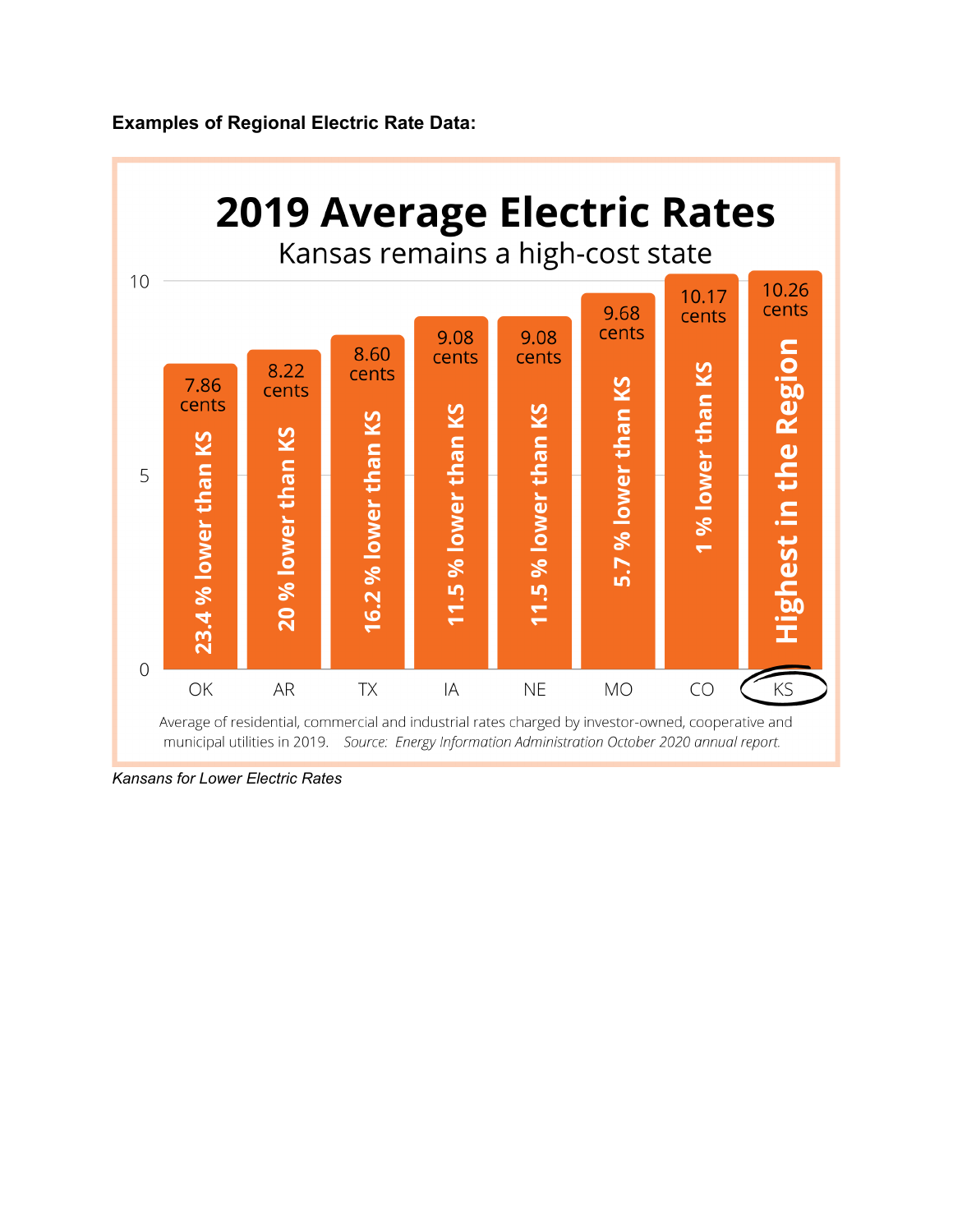**Examples of Regional Electric Rate Data:**

# 2019 Average Electric Rates

Kansas remains a high-cost state

| State | Rate | Comparison |
|---|---|---|
| OK | 7.86 cents | 23.4 % lower than KS |
| AR | 8.22 cents | 20 % lower than KS |
| TX | 8.60 cents | 16.2 % lower than KS |
| IA | 9.08 cents | 11.5 % lower than KS |
| NE | 9.08 cents | 11.5 % lower than KS |
| MO | 9.68 cents | 5.7 % lower than KS |
| CO | 10.17 cents | 1 % lower than KS |
| KS | 10.26 cents | Highest in the Region |

Average of residential, commercial and industrial rates charged by investor-owned, cooperative and municipal utilities in 2019. *Source: Energy Information Administration October 2020 annual report.*

*Kansans for Lower Electric Rates*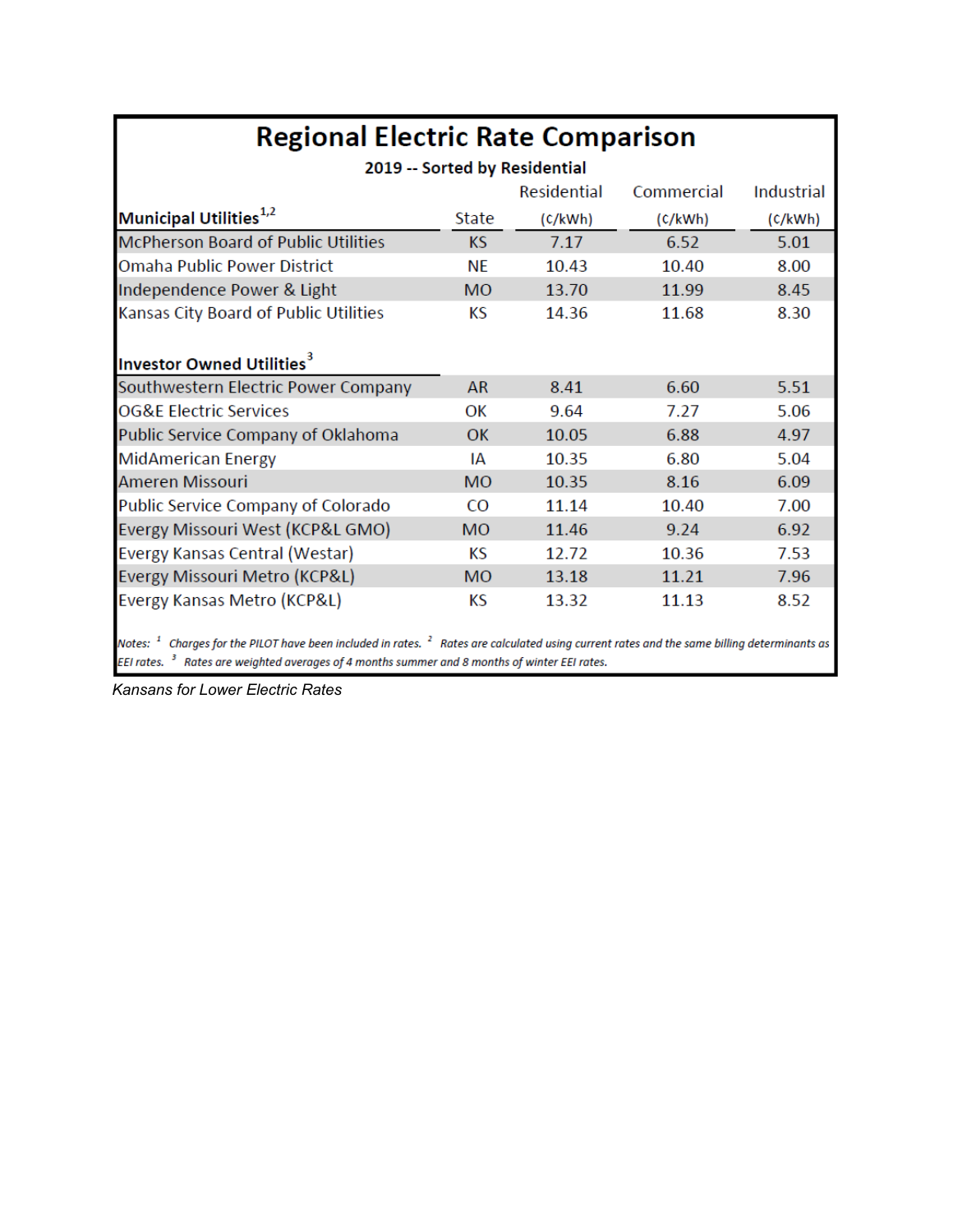# Regional Electric Rate Comparison

**2019 -- Sorted by Residential**

| Municipal Utilities[1,2] | State | Residential (¢/kWh) | Commercial (¢/kWh) | Industrial (¢/kWh) |
|---|---|---|---|---|
| McPherson Board of Public Utilities | KS | 7.17 | 6.52 | 5.01 |
| Omaha Public Power District | NE | 10.43 | 10.40 | 8.00 |
| Independence Power & Light | MO | 13.70 | 11.99 | 8.45 |
| Kansas City Board of Public Utilities | KS | 14.36 | 11.68 | 8.30 |
| **Investor Owned Utilities[3]** | | | | |
| Southwestern Electric Power Company | AR | 8.41 | 6.60 | 5.51 |
| OG&E Electric Services | OK | 9.64 | 7.27 | 5.06 |
| Public Service Company of Oklahoma | OK | 10.05 | 6.88 | 4.97 |
| MidAmerican Energy | IA | 10.35 | 6.80 | 5.04 |
| Ameren Missouri | MO | 10.35 | 8.16 | 6.09 |
| Public Service Company of Colorado | CO | 11.14 | 10.40 | 7.00 |
| Evergy Missouri West (KCP&L GMO) | MO | 11.46 | 9.24 | 6.92 |
| Evergy Kansas Central (Westar) | KS | 12.72 | 10.36 | 7.53 |
| Evergy Missouri Metro (KCP&L) | MO | 13.18 | 11.21 | 7.96 |
| Evergy Kansas Metro (KCP&L) | KS | 13.32 | 11.13 | 8.52 |

*Notes: [1] Charges for the PILOT have been included in rates. [2] Rates are calculated using current rates and the same billing determinants as EEI rates. [3] Rates are weighted averages of 4 months summer and 8 months of winter EEI rates.*

*Kansans for Lower Electric Rates*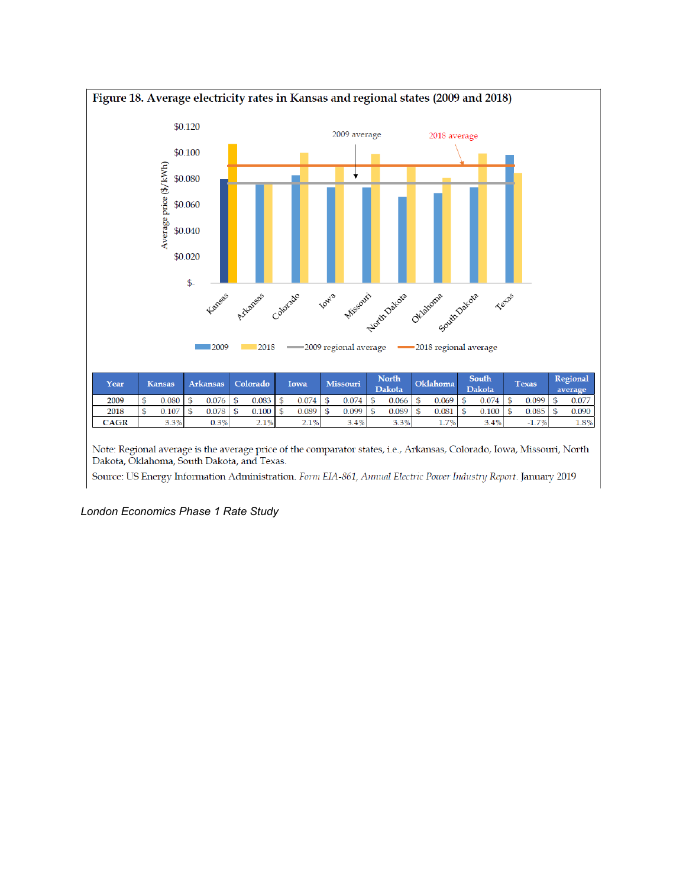**Figure 18. Average electricity rates in Kansas and regional states (2009 and 2018)**

| Year | Kansas | Arkansas | Colorado | Iowa | Missouri | North Dakota | Oklahoma | South Dakota | Texas | Regional average |
|---|---|---|---|---|---|---|---|---|---|---|
| 2009 | $ 0.080 | $ 0.076 | $ 0.083 | $ 0.074 | $ 0.074 | $ 0.066 | $ 0.069 | $ 0.074 | $ 0.099 | $ 0.077 |
| 2018 | $ 0.107 | $ 0.078 | $ 0.100 | $ 0.089 | $ 0.099 | $ 0.089 | $ 0.081 | $ 0.100 | $ 0.085 | $ 0.090 |
| CAGR | 3.3% | 0.3% | 2.1% | 2.1% | 3.4% | 3.3% | 1.7% | 3.4% | -1.7% | 1.8% |

Note: Regional average is the average price of the comparator states, i.e., Arkansas, Colorado, Iowa, Missouri, North Dakota, Oklahoma, South Dakota, and Texas.

Source: US Energy Information Administration. *Form EIA-861, Annual Electric Power Industry Report*. January 2019

*London Economics Phase 1 Rate Study*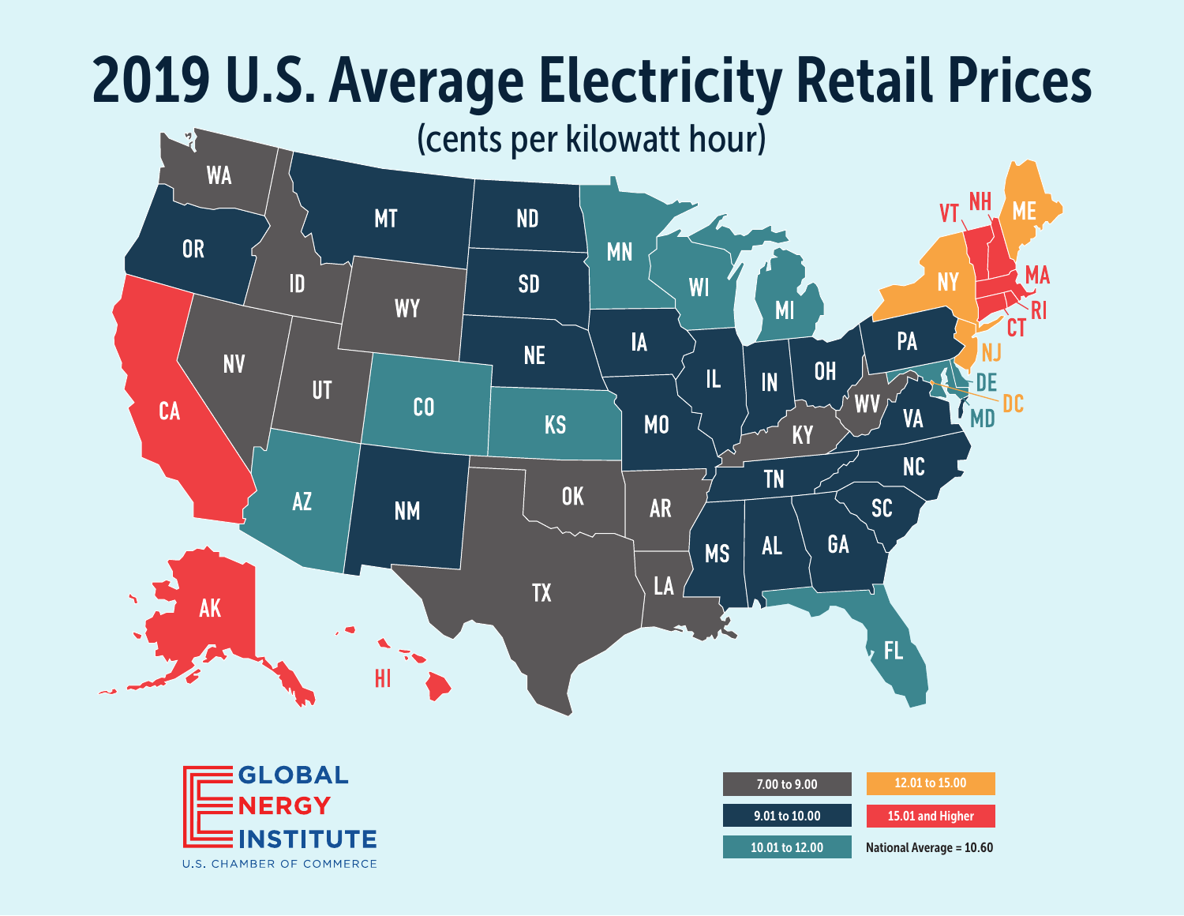# 2019 U.S. Average Electricity Retail Prices

(cents per kilowatt hour)

| Price range (cents per kWh) | States |
| --- | --- |
| 7.00 to 9.00 | WA, ID, NV, UT, WY, OK, TX, AR, LA, KY, WV |
| 9.01 to 10.00 | OR, MT, ND, SD, NE, NM, IA, MO, IL, IN, OH, PA, VA, NC, SC, TN, MS, AL, GA |
| 10.01 to 12.00 | MN, WI, MI, CO, KS, AZ, FL, DE, MD |
| 12.01 to 15.00 | NY, NJ, ME, DC |
| 15.01 and Higher | CA, AK, HI, VT, NH, MA, RI, CT |

National Average = 10.60

GLOBAL ENERGY INSTITUTE

U.S. CHAMBER OF COMMERCE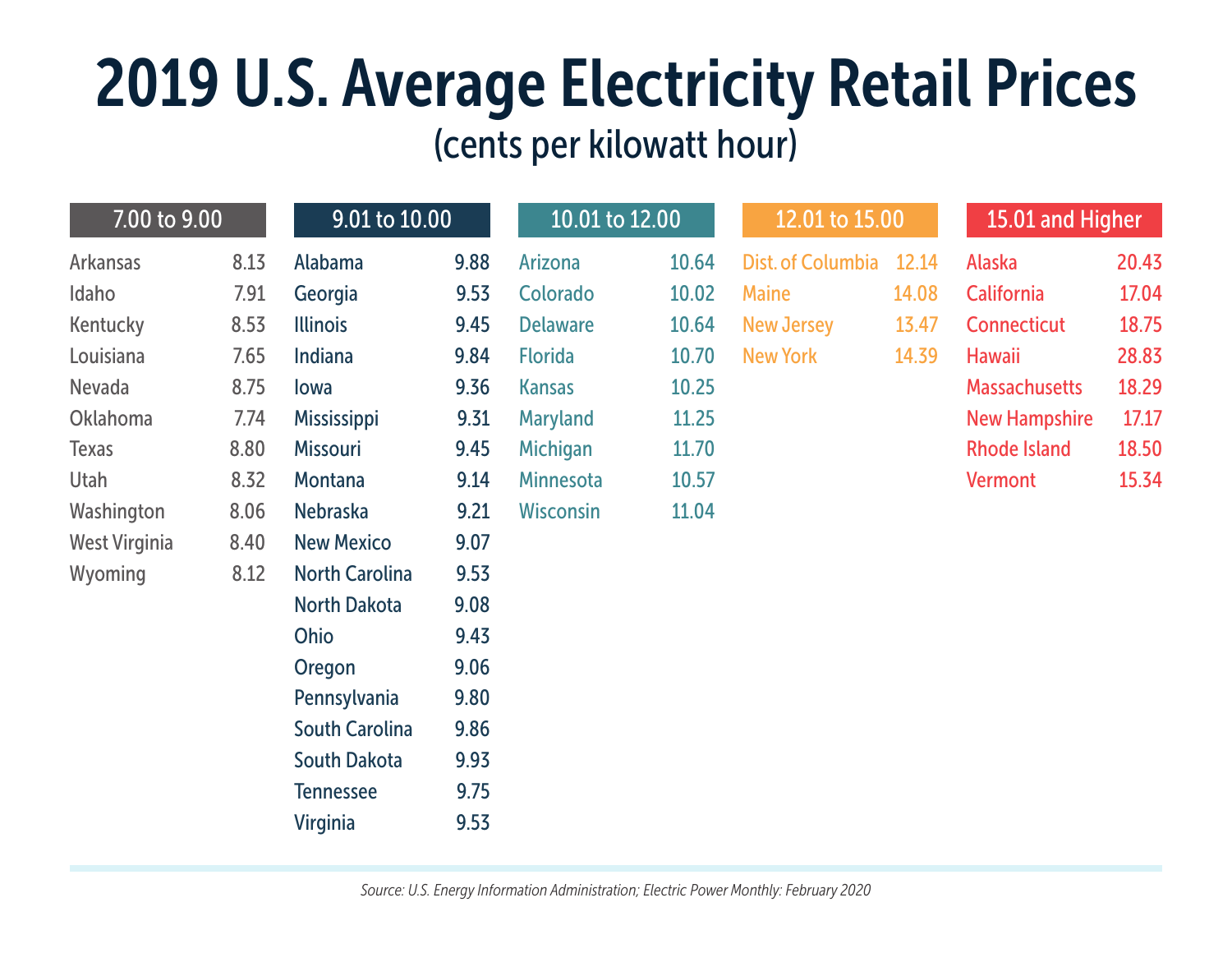# 2019 U.S. Average Electricity Retail Prices

(cents per kilowatt hour)

**7.00 to 9.00**

| | |
|---|---|
| Arkansas | 8.13 |
| Idaho | 7.91 |
| Kentucky | 8.53 |
| Louisiana | 7.65 |
| Nevada | 8.75 |
| Oklahoma | 7.74 |
| Texas | 8.80 |
| Utah | 8.32 |
| Washington | 8.06 |
| West Virginia | 8.40 |
| Wyoming | 8.12 |

**9.01 to 10.00**

| | |
|---|---|
| Alabama | 9.88 |
| Georgia | 9.53 |
| Illinois | 9.45 |
| Indiana | 9.84 |
| Iowa | 9.36 |
| Mississippi | 9.31 |
| Missouri | 9.45 |
| Montana | 9.14 |
| Nebraska | 9.21 |
| New Mexico | 9.07 |
| North Carolina | 9.53 |
| North Dakota | 9.08 |
| Ohio | 9.43 |
| Oregon | 9.06 |
| Pennsylvania | 9.80 |
| South Carolina | 9.86 |
| South Dakota | 9.93 |
| Tennessee | 9.75 |
| Virginia | 9.53 |

**10.01 to 12.00**

| | |
|---|---|
| Arizona | 10.64 |
| Colorado | 10.02 |
| Delaware | 10.64 |
| Florida | 10.70 |
| Kansas | 10.25 |
| Maryland | 11.25 |
| Michigan | 11.70 |
| Minnesota | 10.57 |
| Wisconsin | 11.04 |

**12.01 to 15.00**

| | |
|---|---|
| Dist. of Columbia | 12.14 |
| Maine | 14.08 |
| New Jersey | 13.47 |
| New York | 14.39 |

**15.01 and Higher**

| | |
|---|---|
| Alaska | 20.43 |
| California | 17.04 |
| Connecticut | 18.75 |
| Hawaii | 28.83 |
| Massachusetts | 18.29 |
| New Hampshire | 17.17 |
| Rhode Island | 18.50 |
| Vermont | 15.34 |

*Source: U.S. Energy Information Administration; Electric Power Monthly: February 2020*